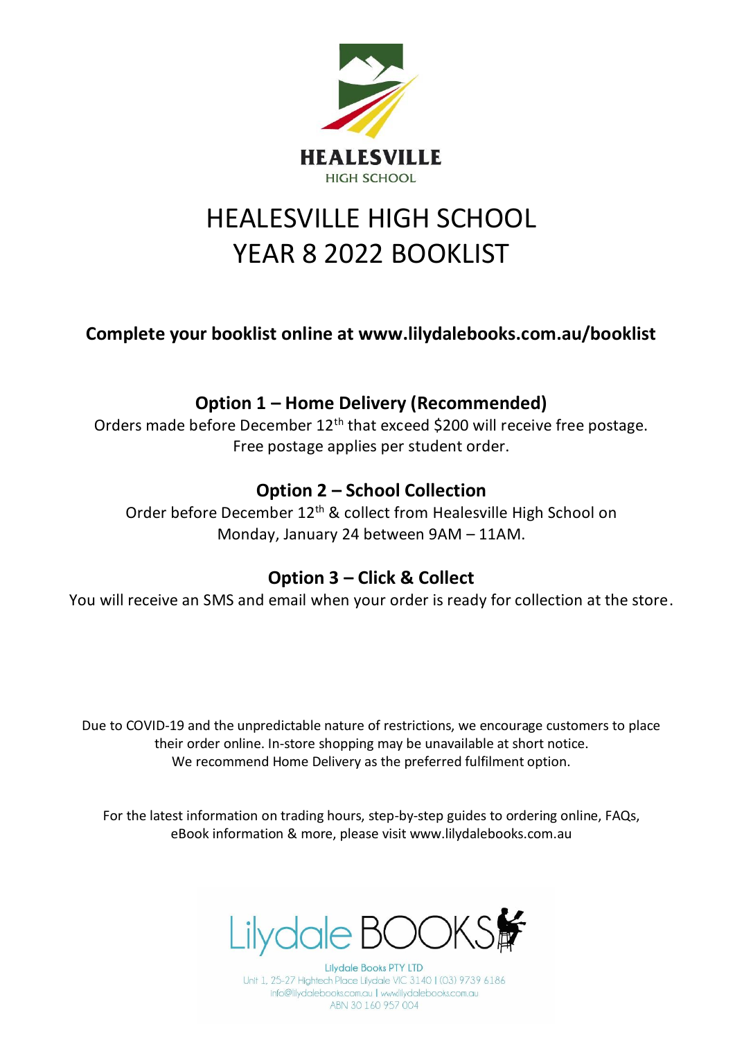HEALESVILLE
HIGH SCHOOL

# HEALESVILLE HIGH SCHOOL
# YEAR 8 2022 BOOKLIST

**Complete your booklist online at www.lilydalebooks.com.au/booklist**

## Option 1 – Home Delivery (Recommended)

Orders made before December 12th that exceed $200 will receive free postage.
Free postage applies per student order.

## Option 2 – School Collection

Order before December 12th & collect from Healesville High School on Monday, January 24 between 9AM – 11AM.

## Option 3 – Click & Collect

You will receive an SMS and email when your order is ready for collection at the store.

Due to COVID-19 and the unpredictable nature of restrictions, we encourage customers to place their order online. In-store shopping may be unavailable at short notice.
We recommend Home Delivery as the preferred fulfilment option.

For the latest information on trading hours, step-by-step guides to ordering online, FAQs, eBook information & more, please visit www.lilydalebooks.com.au

Lilydale BOOKS

Lilydale Books PTY LTD
Unit 1, 25-27 Hightech Place Lilydale VIC 3140 | (03) 9739 6186
info@lilydalebooks.com.au | www.lilydalebooks.com.au
ABN 30 160 957 004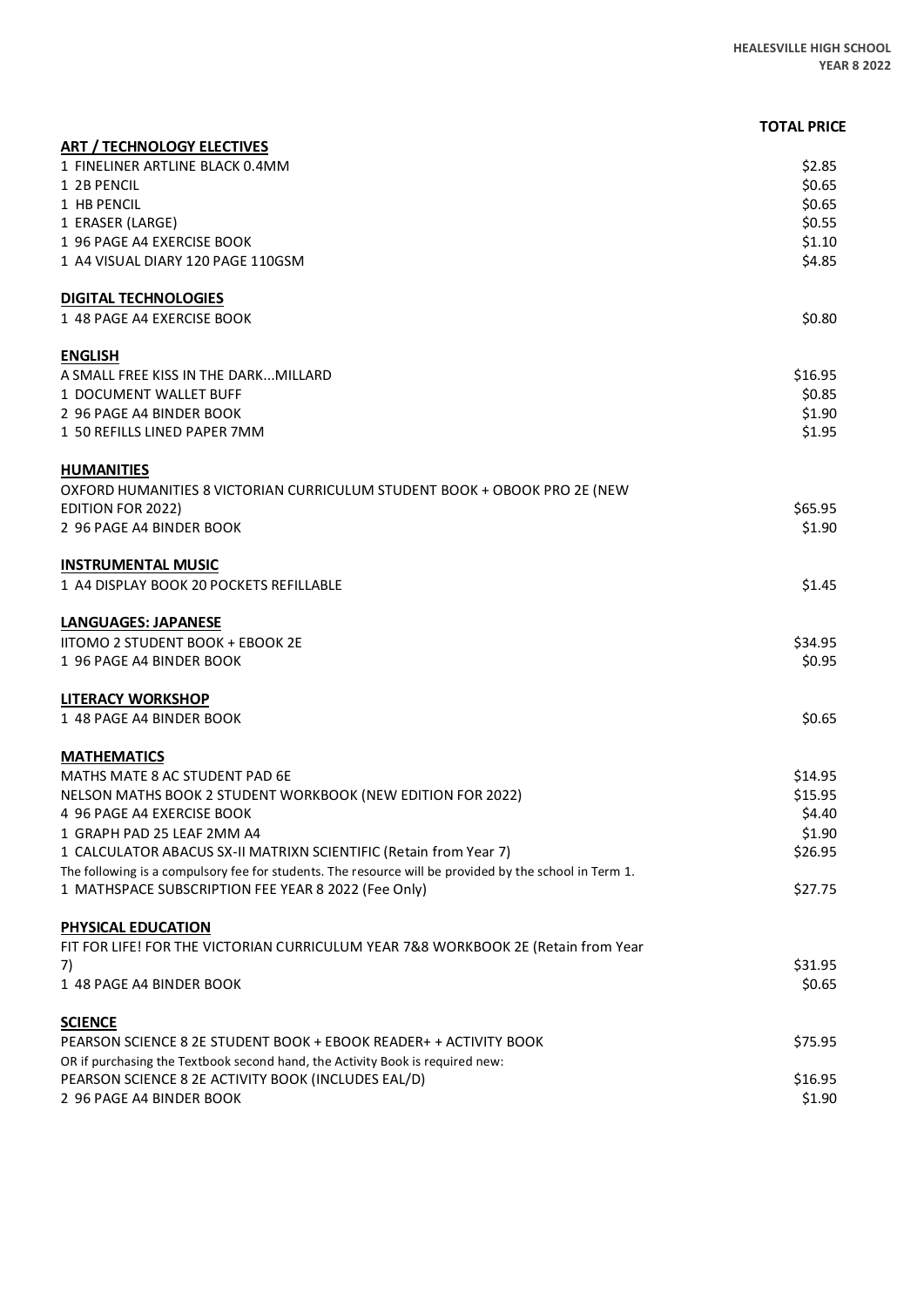**HEALESVILLE HIGH SCHOOL**
**YEAR 8 2022**

| | TOTAL PRICE |
|---|---|
| **ART / TECHNOLOGY ELECTIVES** | |
| 1 FINELINER ARTLINE BLACK 0.4MM | $2.85 |
| 1 2B PENCIL | $0.65 |
| 1 HB PENCIL | $0.65 |
| 1 ERASER (LARGE) | $0.55 |
| 1 96 PAGE A4 EXERCISE BOOK | $1.10 |
| 1 A4 VISUAL DIARY 120 PAGE 110GSM | $4.85 |
| **DIGITAL TECHNOLOGIES** | |
| 1 48 PAGE A4 EXERCISE BOOK | $0.80 |
| **ENGLISH** | |
| A SMALL FREE KISS IN THE DARK...MILLARD | $16.95 |
| 1 DOCUMENT WALLET BUFF | $0.85 |
| 2 96 PAGE A4 BINDER BOOK | $1.90 |
| 1 50 REFILLS LINED PAPER 7MM | $1.95 |
| **HUMANITIES** | |
| OXFORD HUMANITIES 8 VICTORIAN CURRICULUM STUDENT BOOK + OBOOK PRO 2E (NEW EDITION FOR 2022) | $65.95 |
| 2 96 PAGE A4 BINDER BOOK | $1.90 |
| **INSTRUMENTAL MUSIC** | |
| 1 A4 DISPLAY BOOK 20 POCKETS REFILLABLE | $1.45 |
| **LANGUAGES: JAPANESE** | |
| IITOMO 2 STUDENT BOOK + EBOOK 2E | $34.95 |
| 1 96 PAGE A4 BINDER BOOK | $0.95 |
| **LITERACY WORKSHOP** | |
| 1 48 PAGE A4 BINDER BOOK | $0.65 |
| **MATHEMATICS** | |
| MATHS MATE 8 AC STUDENT PAD 6E | $14.95 |
| NELSON MATHS BOOK 2 STUDENT WORKBOOK (NEW EDITION FOR 2022) | $15.95 |
| 4 96 PAGE A4 EXERCISE BOOK | $4.40 |
| 1 GRAPH PAD 25 LEAF 2MM A4 | $1.90 |
| 1 CALCULATOR ABACUS SX-II MATRIXN SCIENTIFIC (Retain from Year 7) | $26.95 |
| The following is a compulsory fee for students. The resource will be provided by the school in Term 1. | |
| 1 MATHSPACE SUBSCRIPTION FEE YEAR 8 2022 (Fee Only) | $27.75 |
| **PHYSICAL EDUCATION** | |
| FIT FOR LIFE! FOR THE VICTORIAN CURRICULUM YEAR 7&8 WORKBOOK 2E (Retain from Year 7) | $31.95 |
| 1 48 PAGE A4 BINDER BOOK | $0.65 |
| **SCIENCE** | |
| PEARSON SCIENCE 8 2E STUDENT BOOK + EBOOK READER+ + ACTIVITY BOOK | $75.95 |
| OR if purchasing the Textbook second hand, the Activity Book is required new: | |
| PEARSON SCIENCE 8 2E ACTIVITY BOOK (INCLUDES EAL/D) | $16.95 |
| 2 96 PAGE A4 BINDER BOOK | $1.90 |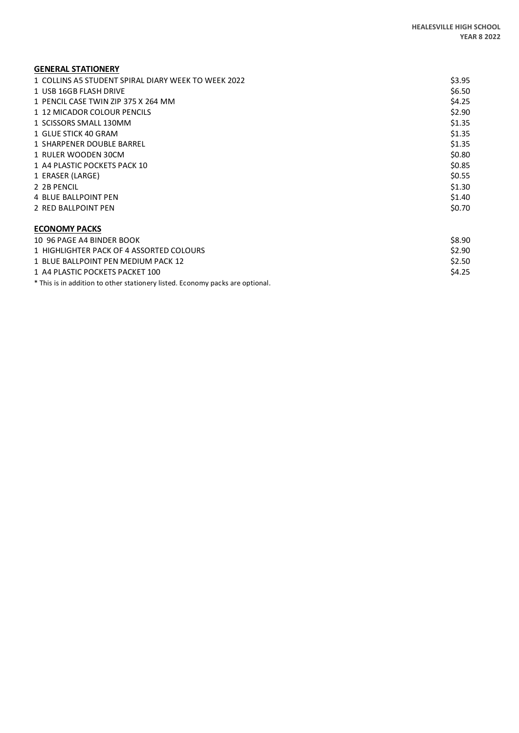**HEALESVILLE HIGH SCHOOL**
**YEAR 8 2022**

## GENERAL STATIONERY

| | |
|---|---|
| 1 COLLINS A5 STUDENT SPIRAL DIARY WEEK TO WEEK 2022 | $3.95 |
| 1 USB 16GB FLASH DRIVE | $6.50 |
| 1 PENCIL CASE TWIN ZIP 375 X 264 MM | $4.25 |
| 1 12 MICADOR COLOUR PENCILS | $2.90 |
| 1 SCISSORS SMALL 130MM | $1.35 |
| 1 GLUE STICK 40 GRAM | $1.35 |
| 1 SHARPENER DOUBLE BARREL | $1.35 |
| 1 RULER WOODEN 30CM | $0.80 |
| 1 A4 PLASTIC POCKETS PACK 10 | $0.85 |
| 1 ERASER (LARGE) | $0.55 |
| 2 2B PENCIL | $1.30 |
| 4 BLUE BALLPOINT PEN | $1.40 |
| 2 RED BALLPOINT PEN | $0.70 |

## ECONOMY PACKS

| | |
|---|---|
| 10 96 PAGE A4 BINDER BOOK | $8.90 |
| 1 HIGHLIGHTER PACK OF 4 ASSORTED COLOURS | $2.90 |
| 1 BLUE BALLPOINT PEN MEDIUM PACK 12 | $2.50 |
| 1 A4 PLASTIC POCKETS PACKET 100 | $4.25 |

* This is in addition to other stationery listed. Economy packs are optional.